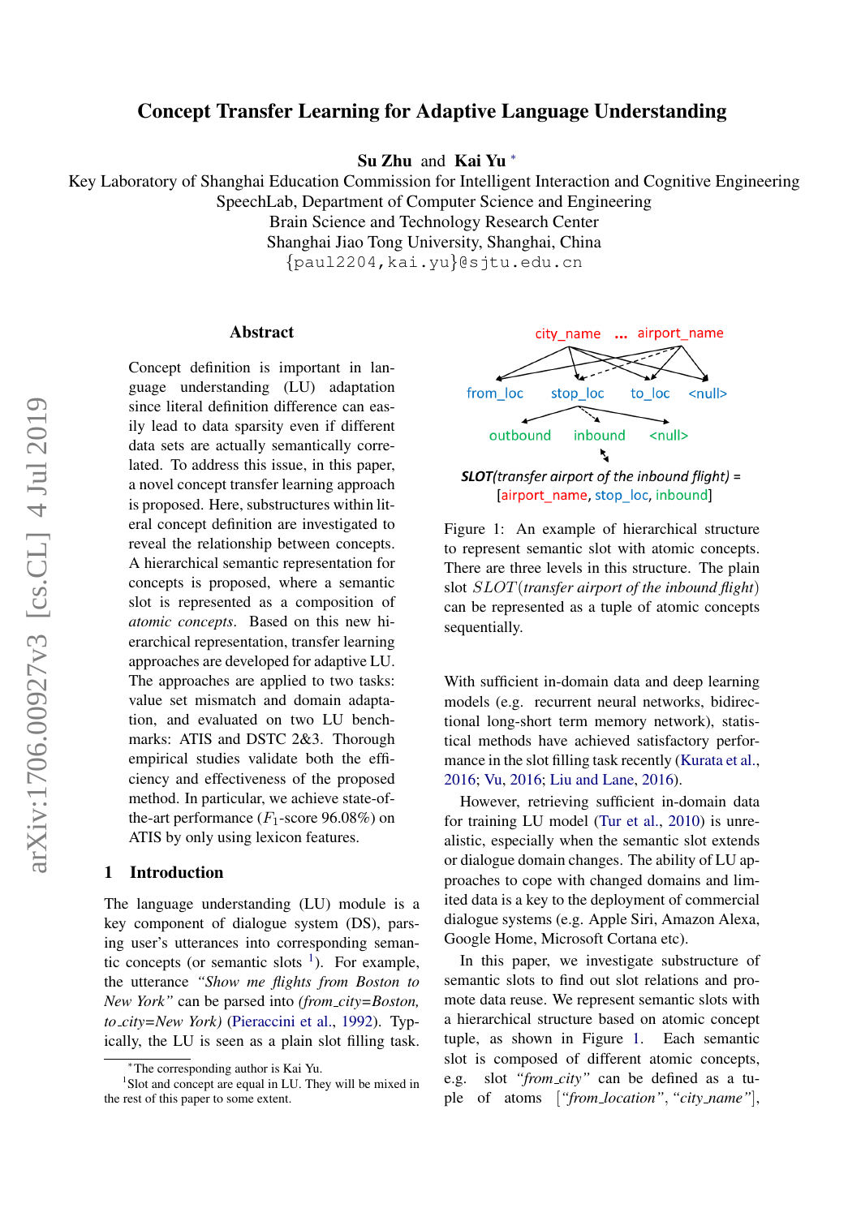# Concept Transfer Learning for Adaptive Language Understanding

**Su Zhu** and **Kai Yu** [*]

Key Laboratory of Shanghai Education Commission for Intelligent Interaction and Cognitive Engineering
SpeechLab, Department of Computer Science and Engineering
Brain Science and Technology Research Center
Shanghai Jiao Tong University, Shanghai, China
{paul2204,kai.yu}@sjtu.edu.cn

## Abstract

Concept definition is important in language understanding (LU) adaptation since literal definition difference can easily lead to data sparsity even if different data sets are actually semantically correlated. To address this issue, in this paper, a novel concept transfer learning approach is proposed. Here, substructures within literal concept definition are investigated to reveal the relationship between concepts. A hierarchical semantic representation for concepts is proposed, where a semantic slot is represented as a composition of *atomic concepts*. Based on this new hierarchical representation, transfer learning approaches are developed for adaptive LU. The approaches are applied to two tasks: value set mismatch and domain adaptation, and evaluated on two LU benchmarks: ATIS and DSTC 2&3. Thorough empirical studies validate both the efficiency and effectiveness of the proposed method. In particular, we achieve state-of-the-art performance ($F_1$-score 96.08%) on ATIS by only using lexicon features.

## 1 Introduction

The language understanding (LU) module is a key component of dialogue system (DS), parsing user's utterances into corresponding semantic concepts (or semantic slots [1]). For example, the utterance *"Show me flights from Boston to New York"* can be parsed into *(from_city=Boston, to_city=New York)* (Pieraccini et al., 1992). Typically, the LU is seen as a plain slot filling task.

city_name ... airport_name

from_loc stop_loc to_loc <null>

outbound inbound <null>

***SLOT**(transfer airport of the inbound flight)* = [airport_name, stop_loc, inbound]

Figure 1: An example of hierarchical structure to represent semantic slot with atomic concepts. There are three levels in this structure. The plain slot $SLOT$(*transfer airport of the inbound flight*) can be represented as a tuple of atomic concepts sequentially.

With sufficient in-domain data and deep learning models (e.g. recurrent neural networks, bidirectional long-short term memory network), statistical methods have achieved satisfactory performance in the slot filling task recently (Kurata et al., 2016; Vu, 2016; Liu and Lane, 2016).

However, retrieving sufficient in-domain data for training LU model (Tur et al., 2010) is unrealistic, especially when the semantic slot extends or dialogue domain changes. The ability of LU approaches to cope with changed domains and limited data is a key to the deployment of commercial dialogue systems (e.g. Apple Siri, Amazon Alexa, Google Home, Microsoft Cortana etc).

In this paper, we investigate substructure of semantic slots to find out slot relations and promote data reuse. We represent semantic slots with a hierarchical structure based on atomic concept tuple, as shown in Figure 1. Each semantic slot is composed of different atomic concepts, e.g. slot *"from_city"* can be defined as a tuple of atoms [*"from_location"*, *"city_name"*],

---

[*] The corresponding author is Kai Yu.

[1] Slot and concept are equal in LU. They will be mixed in the rest of this paper to some extent.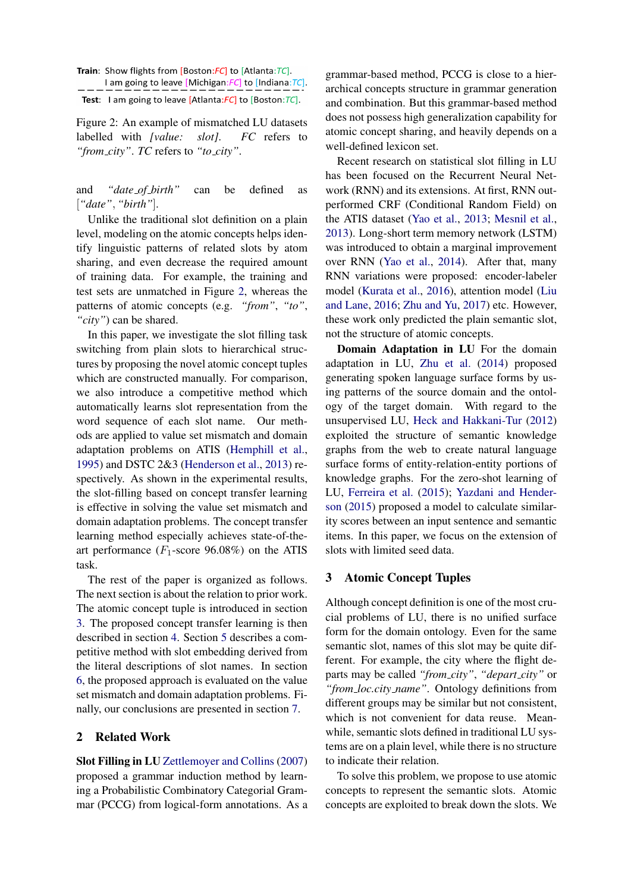Train: Show flights from [Boston:*FC*] to [Atlanta:*TC*].
I am going to leave [Michigan:*FC*] to [Indiana:*TC*].

Test: I am going to leave [Atlanta:*FC*] to [Boston:*TC*].

Figure 2: An example of mismatched LU datasets labelled with *[value: slot]*. *FC* refers to *"from_city"*. *TC* refers to *"to_city"*.

and *"date_of_birth"* can be defined as [*"date"*, *"birth"*].

Unlike the traditional slot definition on a plain level, modeling on the atomic concepts helps identify linguistic patterns of related slots by atom sharing, and even decrease the required amount of training data. For example, the training and test sets are unmatched in Figure 2, whereas the patterns of atomic concepts (e.g. *"from"*, *"to"*, *"city"*) can be shared.

In this paper, we investigate the slot filling task switching from plain slots to hierarchical structures by proposing the novel atomic concept tuples which are constructed manually. For comparison, we also introduce a competitive method which automatically learns slot representation from the word sequence of each slot name. Our methods are applied to value set mismatch and domain adaptation problems on ATIS (Hemphill et al., 1995) and DSTC 2&3 (Henderson et al., 2013) respectively. As shown in the experimental results, the slot-filling based on concept transfer learning is effective in solving the value set mismatch and domain adaptation problems. The concept transfer learning method especially achieves state-of-the-art performance ($F_1$-score 96.08%) on the ATIS task.

The rest of the paper is organized as follows. The next section is about the relation to prior work. The atomic concept tuple is introduced in section 3. The proposed concept transfer learning is then described in section 4. Section 5 describes a competitive method with slot embedding derived from the literal descriptions of slot names. In section 6, the proposed approach is evaluated on the value set mismatch and domain adaptation problems. Finally, our conclusions are presented in section 7.

## 2 Related Work

**Slot Filling in LU** Zettlemoyer and Collins (2007) proposed a grammar induction method by learning a Probabilistic Combinatory Categorial Grammar (PCCG) from logical-form annotations. As a grammar-based method, PCCG is close to a hierarchical concepts structure in grammar generation and combination. But this grammar-based method does not possess high generalization capability for atomic concept sharing, and heavily depends on a well-defined lexicon set.

Recent research on statistical slot filling in LU has been focused on the Recurrent Neural Network (RNN) and its extensions. At first, RNN outperformed CRF (Conditional Random Field) on the ATIS dataset (Yao et al., 2013; Mesnil et al., 2013). Long-short term memory network (LSTM) was introduced to obtain a marginal improvement over RNN (Yao et al., 2014). After that, many RNN variations were proposed: encoder-labeler model (Kurata et al., 2016), attention model (Liu and Lane, 2016; Zhu and Yu, 2017) etc. However, these work only predicted the plain semantic slot, not the structure of atomic concepts.

**Domain Adaptation in LU** For the domain adaptation in LU, Zhu et al. (2014) proposed generating spoken language surface forms by using patterns of the source domain and the ontology of the target domain. With regard to the unsupervised LU, Heck and Hakkani-Tur (2012) exploited the structure of semantic knowledge graphs from the web to create natural language surface forms of entity-relation-entity portions of knowledge graphs. For the zero-shot learning of LU, Ferreira et al. (2015); Yazdani and Henderson (2015) proposed a model to calculate similarity scores between an input sentence and semantic items. In this paper, we focus on the extension of slots with limited seed data.

## 3 Atomic Concept Tuples

Although concept definition is one of the most crucial problems of LU, there is no unified surface form for the domain ontology. Even for the same semantic slot, names of this slot may be quite different. For example, the city where the flight departs may be called *"from_city"*, *"depart_city"* or *"from_loc.city_name"*. Ontology definitions from different groups may be similar but not consistent, which is not convenient for data reuse. Meanwhile, semantic slots defined in traditional LU systems are on a plain level, while there is no structure to indicate their relation.

To solve this problem, we propose to use atomic concepts to represent the semantic slots. Atomic concepts are exploited to break down the slots. We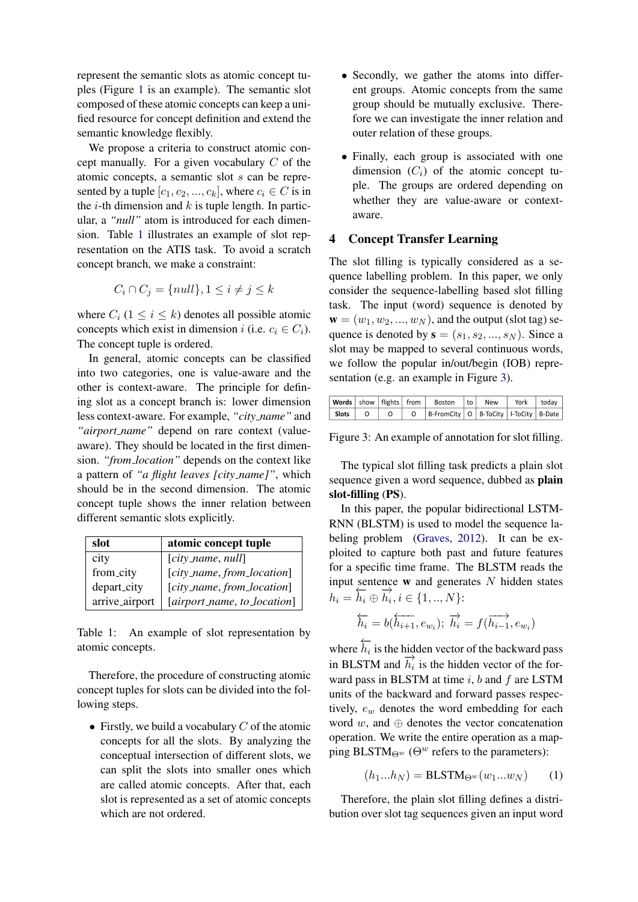represent the semantic slots as atomic concept tuples (Figure 1 is an example). The semantic slot composed of these atomic concepts can keep a unified resource for concept definition and extend the semantic knowledge flexibly.

We propose a criteria to construct atomic concept manually. For a given vocabulary $C$ of the atomic concepts, a semantic slot $s$ can be represented by a tuple $[c_1, c_2, ..., c_k]$, where $c_i \in C$ is in the $i$-th dimension and $k$ is tuple length. In particular, a *"null"* atom is introduced for each dimension. Table 1 illustrates an example of slot representation on the ATIS task. To avoid a scratch concept branch, we make a constraint:

$$C_i \cap C_j = \{null\}, 1 \leq i \neq j \leq k$$

where $C_i$ ($1 \leq i \leq k$) denotes all possible atomic concepts which exist in dimension $i$ (i.e. $c_i \in C_i$). The concept tuple is ordered.

In general, atomic concepts can be classified into two categories, one is value-aware and the other is context-aware. The principle for defining slot as a concept branch is: lower dimension less context-aware. For example, *"city_name"* and *"airport_name"* depend on rare context (value-aware). They should be located in the first dimension. *"from_location"* depends on the context like a pattern of *"a flight leaves [city_name]"*, which should be in the second dimension. The atomic concept tuple shows the inner relation between different semantic slots explicitly.

| slot | atomic concept tuple |
|---|---|
| city | [*city_name*, *null*] |
| from_city | [*city_name*, *from_location*] |
| depart_city | [*city_name*, *from_location*] |
| arrive_airport | [*airport_name*, *to_location*] |

Table 1: An example of slot representation by atomic concepts.

Therefore, the procedure of constructing atomic concept tuples for slots can be divided into the following steps.

- Firstly, we build a vocabulary $C$ of the atomic concepts for all the slots. By analyzing the conceptual intersection of different slots, we can split the slots into smaller ones which are called atomic concepts. After that, each slot is represented as a set of atomic concepts which are not ordered.
- Secondly, we gather the atoms into different groups. Atomic concepts from the same group should be mutually exclusive. Therefore we can investigate the inner relation and outer relation of these groups.
- Finally, each group is associated with one dimension ($C_i$) of the atomic concept tuple. The groups are ordered depending on whether they are value-aware or context-aware.

## 4 Concept Transfer Learning

The slot filling is typically considered as a sequence labelling problem. In this paper, we only consider the sequence-labelling based slot filling task. The input (word) sequence is denoted by $\mathbf{w} = (w_1, w_2, ..., w_N)$, and the output (slot tag) sequence is denoted by $\mathbf{s} = (s_1, s_2, ..., s_N)$. Since a slot may be mapped to several continuous words, we follow the popular in/out/begin (IOB) representation (e.g. an example in Figure 3).

| Words | show | flights | from | Boston | to | New | York | today |
|---|---|---|---|---|---|---|---|---|
| Slots | O | O | O | B-FromCity | O | B-ToCity | I-ToCity | B-Date |

Figure 3: An example of annotation for slot filling.

The typical slot filling task predicts a plain slot sequence given a word sequence, dubbed as **plain slot-filling** (**PS**).

In this paper, the popular bidirectional LSTM-RNN (BLSTM) is used to model the sequence labeling problem (Graves, 2012). It can be exploited to capture both past and future features for a specific time frame. The BLSTM reads the input sentence $\mathbf{w}$ and generates $N$ hidden states $h_i = \overleftarrow{h_i} \oplus \overrightarrow{h_i}, i \in \{1, .., N\}$:

$$\overleftarrow{h_i} = b(\overleftarrow{h_{i+1}}, e_{w_i});\ \overrightarrow{h_i} = f(\overrightarrow{h_{i-1}}, e_{w_i})$$

where $\overleftarrow{h_i}$ is the hidden vector of the backward pass in BLSTM and $\overrightarrow{h_i}$ is the hidden vector of the forward pass in BLSTM at time $i$, $b$ and $f$ are LSTM units of the backward and forward passes respectively, $e_w$ denotes the word embedding for each word $w$, and $\oplus$ denotes the vector concatenation operation. We write the entire operation as a mapping $\text{BLSTM}_{\Theta^w}$ ($\Theta^w$ refers to the parameters):

$$(h_1...h_N) = \text{BLSTM}_{\Theta^w}(w_1...w_N) \tag{1}$$

Therefore, the plain slot filling defines a distribution over slot tag sequences given an input word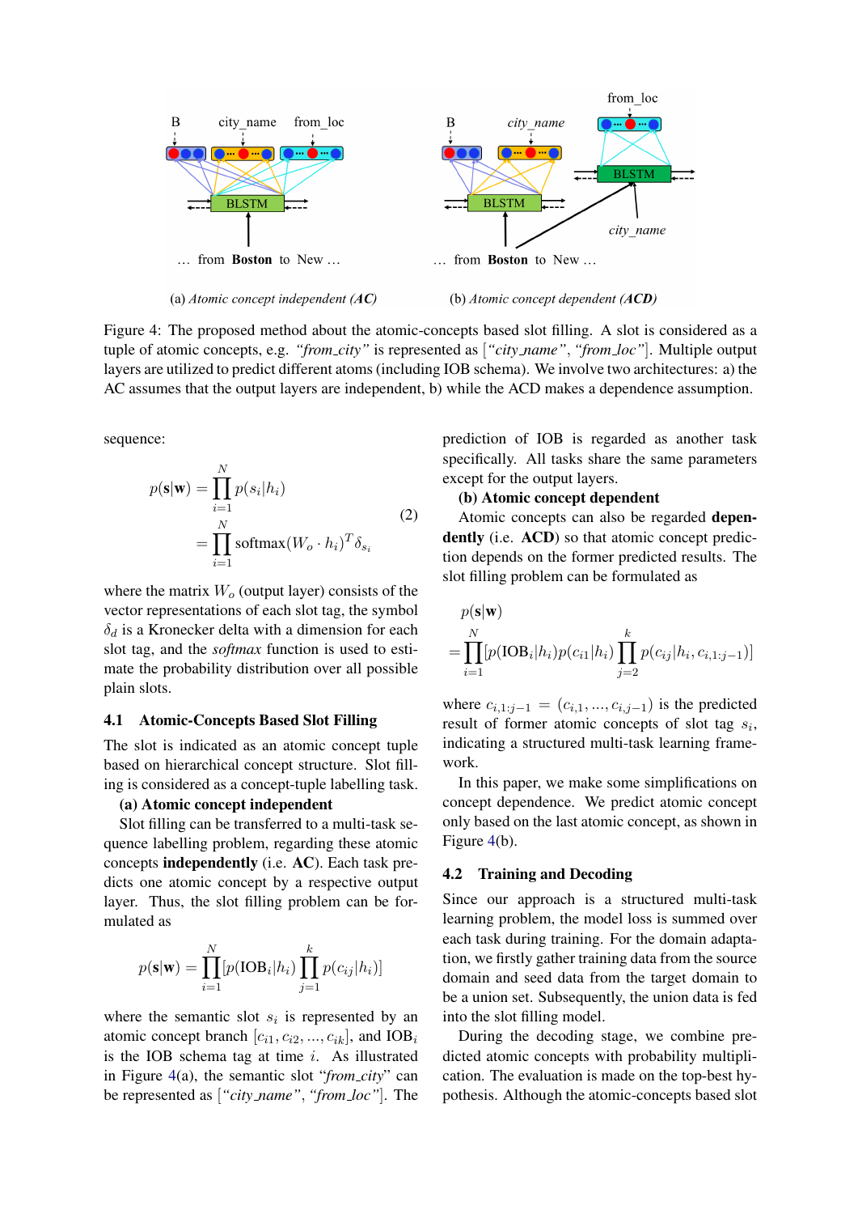Figure 4: The proposed method about the atomic-concepts based slot filling. A slot is considered as a tuple of atomic concepts, e.g. *"from_city"* is represented as [*"city_name"*, *"from_loc"*]. Multiple output layers are utilized to predict different atoms (including IOB schema). We involve two architectures: a) the AC assumes that the output layers are independent, b) while the ACD makes a dependence assumption.

(a) *Atomic concept independent (**AC**)* (b) *Atomic concept dependent (**ACD**)*

sequence:

$$
\begin{aligned}
p(\mathbf{s}|\mathbf{w}) &= \prod_{i=1}^{N} p(s_i|h_i) \\
&= \prod_{i=1}^{N} \text{softmax}(W_o \cdot h_i)^T \delta_{s_i}
\end{aligned}
\tag{2}
$$

where the matrix $W_o$ (output layer) consists of the vector representations of each slot tag, the symbol $\delta_d$ is a Kronecker delta with a dimension for each slot tag, and the *softmax* function is used to estimate the probability distribution over all possible plain slots.

### 4.1 Atomic-Concepts Based Slot Filling

The slot is indicated as an atomic concept tuple based on hierarchical concept structure. Slot filling is considered as a concept-tuple labelling task.

**(a) Atomic concept independent**

Slot filling can be transferred to a multi-task sequence labelling problem, regarding these atomic concepts **independently** (i.e. **AC**). Each task predicts one atomic concept by a respective output layer. Thus, the slot filling problem can be formulated as

$$
p(\mathbf{s}|\mathbf{w}) = \prod_{i=1}^{N} [p(\text{IOB}_i|h_i) \prod_{j=1}^{k} p(c_{ij}|h_i)]
$$

where the semantic slot $s_i$ is represented by an atomic concept branch $[c_{i1}, c_{i2}, ..., c_{ik}]$, and $\text{IOB}_i$ is the IOB schema tag at time $i$. As illustrated in Figure 4(a), the semantic slot *"from_city"* can be represented as [*"city_name"*, *"from_loc"*]. The prediction of IOB is regarded as another task specifically. All tasks share the same parameters except for the output layers.

**(b) Atomic concept dependent**

Atomic concepts can also be regarded **dependently** (i.e. **ACD**) so that atomic concept prediction depends on the former predicted results. The slot filling problem can be formulated as

$$
p(\mathbf{s}|\mathbf{w}) = \prod_{i=1}^{N} [p(\text{IOB}_i|h_i) p(c_{i1}|h_i) \prod_{j=2}^{k} p(c_{ij}|h_i, c_{i,1:j-1})]
$$

where $c_{i,1:j-1} = (c_{i,1}, ..., c_{i,j-1})$ is the predicted result of former atomic concepts of slot tag $s_i$, indicating a structured multi-task learning framework.

In this paper, we make some simplifications on concept dependence. We predict atomic concept only based on the last atomic concept, as shown in Figure 4(b).

### 4.2 Training and Decoding

Since our approach is a structured multi-task learning problem, the model loss is summed over each task during training. For the domain adaptation, we firstly gather training data from the source domain and seed data from the target domain to be a union set. Subsequently, the union data is fed into the slot filling model.

During the decoding stage, we combine predicted atomic concepts with probability multiplication. The evaluation is made on the top-best hypothesis. Although the atomic-concepts based slot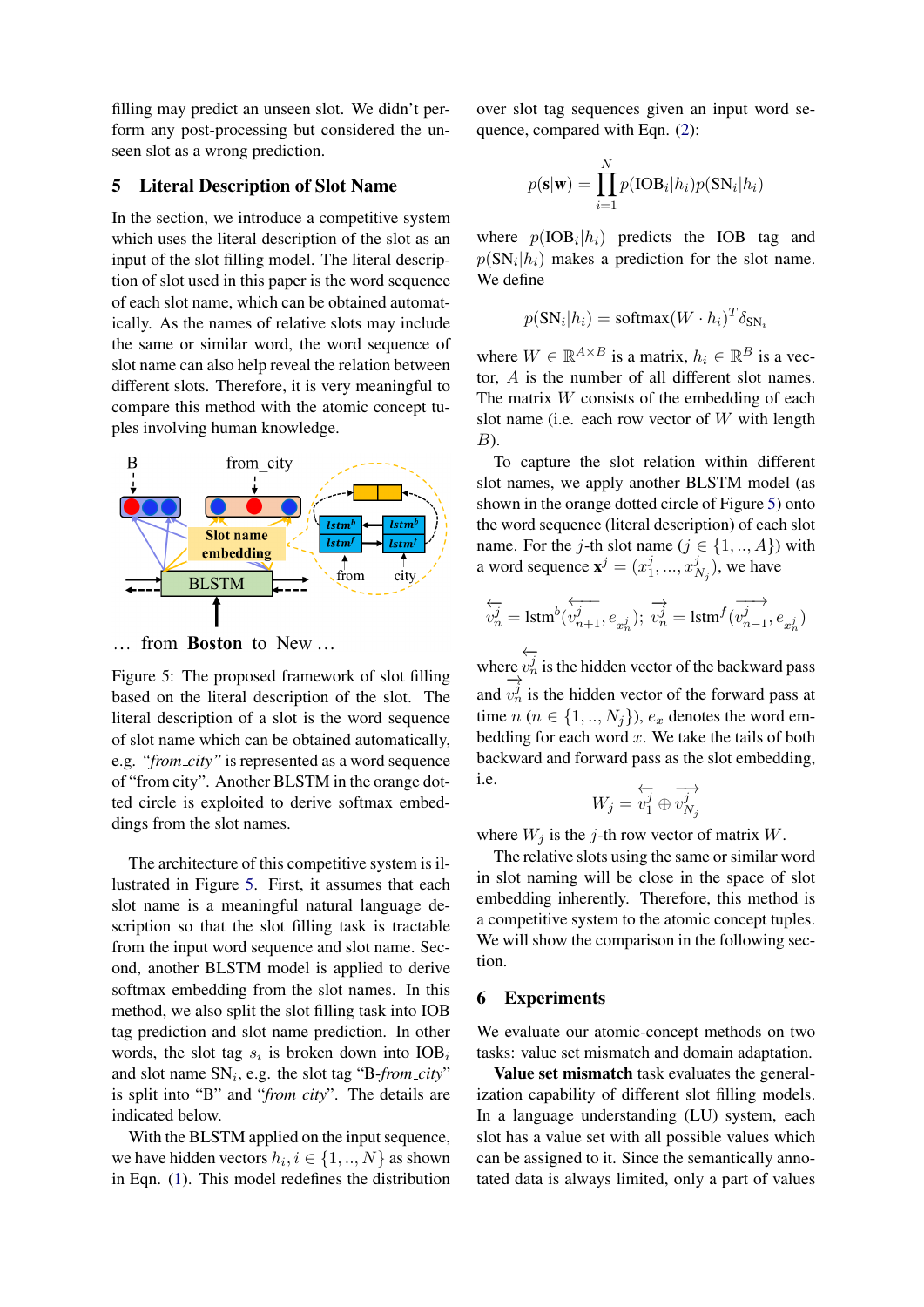filling may predict an unseen slot. We didn't perform any post-processing but considered the unseen slot as a wrong prediction.

## 5 Literal Description of Slot Name

In the section, we introduce a competitive system which uses the literal description of the slot as an input of the slot filling model. The literal description of slot used in this paper is the word sequence of each slot name, which can be obtained automatically. As the names of relative slots may include the same or similar word, the word sequence of slot name can also help reveal the relation between different slots. Therefore, it is very meaningful to compare this method with the atomic concept tuples involving human knowledge.

Figure 5: The proposed framework of slot filling based on the literal description of the slot. The literal description of a slot is the word sequence of slot name which can be obtained automatically, e.g. *"from_city"* is represented as a word sequence of "from city". Another BLSTM in the orange dotted circle is exploited to derive softmax embeddings from the slot names.

The architecture of this competitive system is illustrated in Figure 5. First, it assumes that each slot name is a meaningful natural language description so that the slot filling task is tractable from the input word sequence and slot name. Second, another BLSTM model is applied to derive softmax embedding from the slot names. In this method, we also split the slot filling task into IOB tag prediction and slot name prediction. In other words, the slot tag $s_i$ is broken down into $\text{IOB}_i$ and slot name $\text{SN}_i$, e.g. the slot tag "B-*from_city*" is split into "B" and "*from_city*". The details are indicated below.

With the BLSTM applied on the input sequence, we have hidden vectors $h_i, i \in \{1, .., N\}$ as shown in Eqn. (1). This model redefines the distribution over slot tag sequences given an input word sequence, compared with Eqn. (2):

$$p(\mathbf{s}|\mathbf{w}) = \prod_{i=1}^{N} p(\text{IOB}_i|h_i)p(\text{SN}_i|h_i)$$

where $p(\text{IOB}_i|h_i)$ predicts the IOB tag and $p(\text{SN}_i|h_i)$ makes a prediction for the slot name. We define

$$p(\text{SN}_i|h_i) = \text{softmax}(W \cdot h_i)^T \delta_{\text{SN}_i}$$

where $W \in \mathbb{R}^{A \times B}$ is a matrix, $h_i \in \mathbb{R}^B$ is a vector, $A$ is the number of all different slot names. The matrix $W$ consists of the embedding of each slot name (i.e. each row vector of $W$ with length $B$).

To capture the slot relation within different slot names, we apply another BLSTM model (as shown in the orange dotted circle of Figure 5) onto the word sequence (literal description) of each slot name. For the $j$-th slot name ($j \in \{1, .., A\}$) with a word sequence $\mathbf{x}^j = (x_1^j, ..., x_{N_j}^j)$, we have

$$\overleftarrow{v_n^j} = \text{lstm}^b(\overleftarrow{v_{n+1}^j}, e_{x_n^j}); \; \overrightarrow{v_n^j} = \text{lstm}^f(\overrightarrow{v_{n-1}^j}, e_{x_n^j})$$

where $\overleftarrow{v_n^j}$ is the hidden vector of the backward pass and $\overrightarrow{v_n^j}$ is the hidden vector of the forward pass at time $n$ ($n \in \{1, .., N_j\}$), $e_x$ denotes the word embedding for each word $x$. We take the tails of both backward and forward pass as the slot embedding, i.e.

$$W_j = \overleftarrow{v_1^j} \oplus \overrightarrow{v_{N_j}^j}$$

where $W_j$ is the $j$-th row vector of matrix $W$.

The relative slots using the same or similar word in slot naming will be close in the space of slot embedding inherently. Therefore, this method is a competitive system to the atomic concept tuples. We will show the comparison in the following section.

## 6 Experiments

We evaluate our atomic-concept methods on two tasks: value set mismatch and domain adaptation.

**Value set mismatch** task evaluates the generalization capability of different slot filling models. In a language understanding (LU) system, each slot has a value set with all possible values which can be assigned to it. Since the semantically annotated data is always limited, only a part of values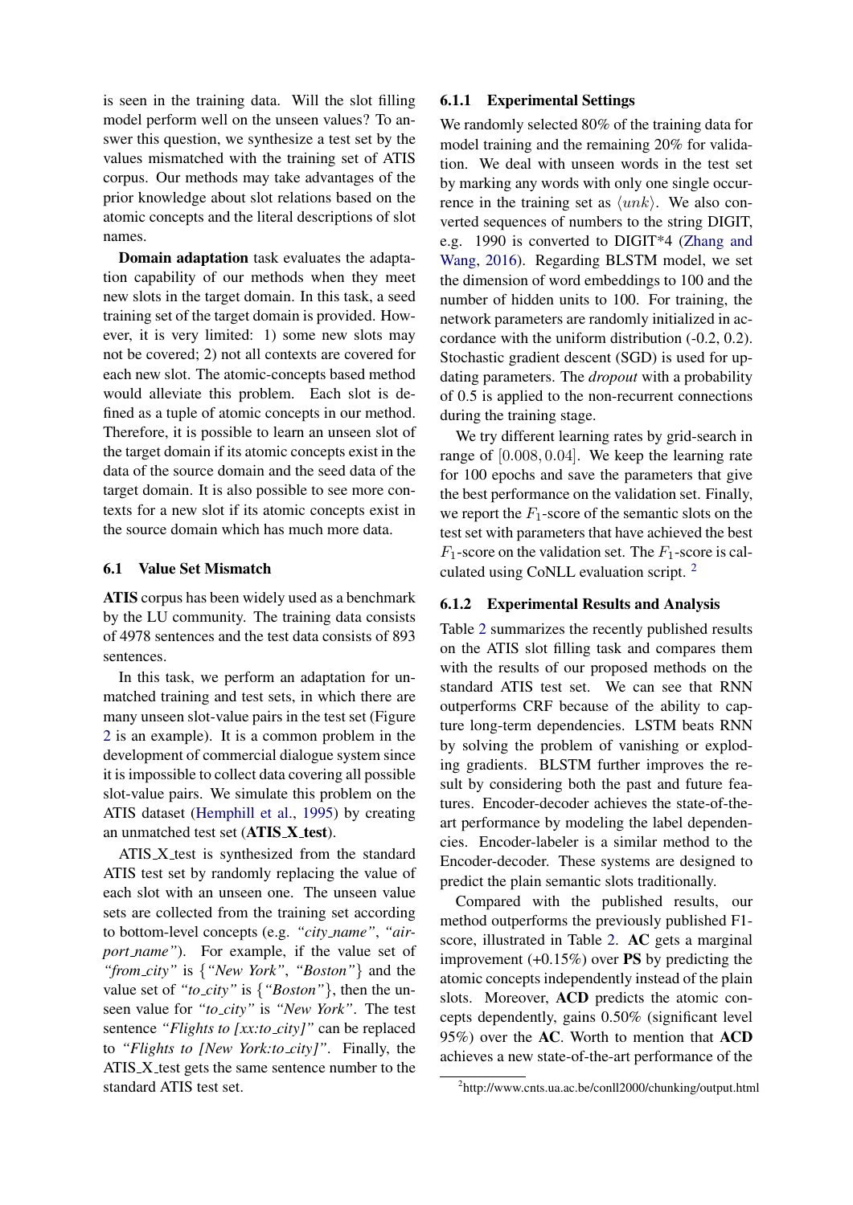is seen in the training data. Will the slot filling model perform well on the unseen values? To answer this question, we synthesize a test set by the values mismatched with the training set of ATIS corpus. Our methods may take advantages of the prior knowledge about slot relations based on the atomic concepts and the literal descriptions of slot names.

**Domain adaptation** task evaluates the adaptation capability of our methods when they meet new slots in the target domain. In this task, a seed training set of the target domain is provided. However, it is very limited: 1) some new slots may not be covered; 2) not all contexts are covered for each new slot. The atomic-concepts based method would alleviate this problem. Each slot is defined as a tuple of atomic concepts in our method. Therefore, it is possible to learn an unseen slot of the target domain if its atomic concepts exist in the data of the source domain and the seed data of the target domain. It is also possible to see more contexts for a new slot if its atomic concepts exist in the source domain which has much more data.

## 6.1 Value Set Mismatch

**ATIS** corpus has been widely used as a benchmark by the LU community. The training data consists of 4978 sentences and the test data consists of 893 sentences.

In this task, we perform an adaptation for unmatched training and test sets, in which there are many unseen slot-value pairs in the test set (Figure 2 is an example). It is a common problem in the development of commercial dialogue system since it is impossible to collect data covering all possible slot-value pairs. We simulate this problem on the ATIS dataset (Hemphill et al., 1995) by creating an unmatched test set (**ATIS_X_test**).

ATIS_X_test is synthesized from the standard ATIS test set by randomly replacing the value of each slot with an unseen one. The unseen value sets are collected from the training set according to bottom-level concepts (e.g. *"city_name"*, *"airport_name"*). For example, if the value set of *"from_city"* is {*"New York"*, *"Boston"*} and the value set of *"to_city"* is {*"Boston"*}, then the unseen value for *"to_city"* is *"New York"*. The test sentence *"Flights to [xx:to_city]"* can be replaced to *"Flights to [New York:to_city]"*. Finally, the ATIS_X_test gets the same sentence number to the standard ATIS test set.

### 6.1.1 Experimental Settings

We randomly selected 80% of the training data for model training and the remaining 20% for validation. We deal with unseen words in the test set by marking any words with only one single occurrence in the training set as $\langle unk \rangle$. We also converted sequences of numbers to the string DIGIT, e.g. 1990 is converted to DIGIT*4 (Zhang and Wang, 2016). Regarding BLSTM model, we set the dimension of word embeddings to 100 and the number of hidden units to 100. For training, the network parameters are randomly initialized in accordance with the uniform distribution (-0.2, 0.2). Stochastic gradient descent (SGD) is used for updating parameters. The *dropout* with a probability of 0.5 is applied to the non-recurrent connections during the training stage.

We try different learning rates by grid-search in range of $[0.008, 0.04]$. We keep the learning rate for 100 epochs and save the parameters that give the best performance on the validation set. Finally, we report the $F_1$-score of the semantic slots on the test set with parameters that have achieved the best $F_1$-score on the validation set. The $F_1$-score is calculated using CoNLL evaluation script. [2]

### 6.1.2 Experimental Results and Analysis

Table 2 summarizes the recently published results on the ATIS slot filling task and compares them with the results of our proposed methods on the standard ATIS test set. We can see that RNN outperforms CRF because of the ability to capture long-term dependencies. LSTM beats RNN by solving the problem of vanishing or exploding gradients. BLSTM further improves the result by considering both the past and future features. Encoder-decoder achieves the state-of-the-art performance by modeling the label dependencies. Encoder-labeler is a similar method to the Encoder-decoder. These systems are designed to predict the plain semantic slots traditionally.

Compared with the published results, our method outperforms the previously published F1-score, illustrated in Table 2. **AC** gets a marginal improvement (+0.15%) over **PS** by predicting the atomic concepts independently instead of the plain slots. Moreover, **ACD** predicts the atomic concepts dependently, gains 0.50% (significant level 95%) over the **AC**. Worth to mention that **ACD** achieves a new state-of-the-art performance of the

[2] http://www.cnts.ua.ac.be/conll2000/chunking/output.html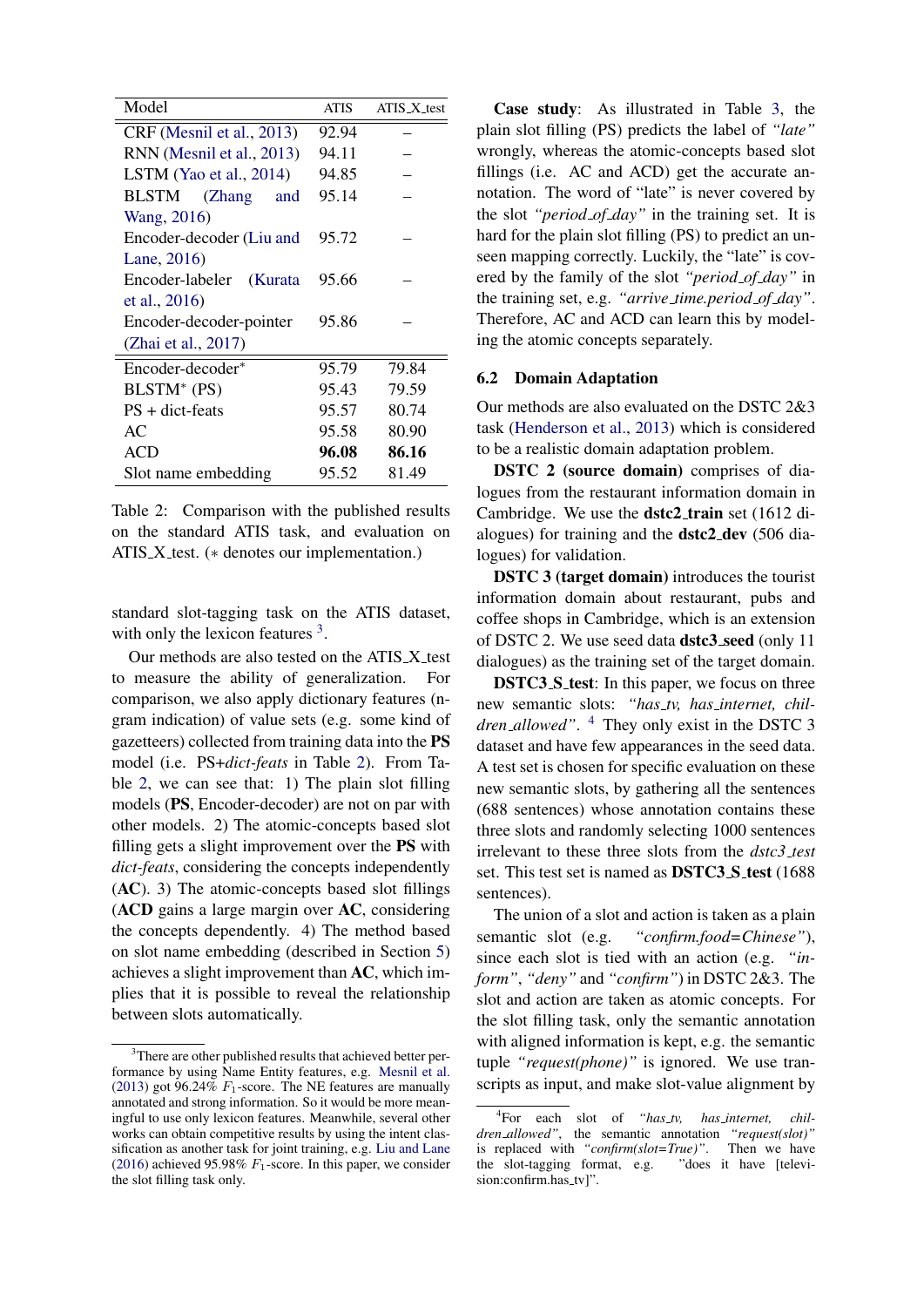| Model | ATIS | ATIS_X_test |
| --- | --- | --- |
| CRF (Mesnil et al., 2013) | 92.94 | – |
| RNN (Mesnil et al., 2013) | 94.11 | – |
| LSTM (Yao et al., 2014) | 94.85 | – |
| BLSTM (Zhang and Wang, 2016) | 95.14 | – |
| Encoder-decoder (Liu and Lane, 2016) | 95.72 | – |
| Encoder-labeler (Kurata et al., 2016) | 95.66 | – |
| Encoder-decoder-pointer (Zhai et al., 2017) | 95.86 | – |
| Encoder-decoder* | 95.79 | 79.84 |
| BLSTM* (PS) | 95.43 | 79.59 |
| PS + dict-feats | 95.57 | 80.74 |
| AC | 95.58 | 80.90 |
| ACD | **96.08** | **86.16** |
| Slot name embedding | 95.52 | 81.49 |

Table 2: Comparison with the published results on the standard ATIS task, and evaluation on ATIS_X_test. (∗ denotes our implementation.)

standard slot-tagging task on the ATIS dataset, with only the lexicon features [3].

Our methods are also tested on the ATIS_X_test to measure the ability of generalization. For comparison, we also apply dictionary features (n-gram indication) of value sets (e.g. some kind of gazetteers) collected from training data into the **PS** model (i.e. PS+*dict-feats* in Table 2). From Table 2, we can see that: 1) The plain slot filling models (**PS**, Encoder-decoder) are not on par with other models. 2) The atomic-concepts based slot filling gets a slight improvement over the **PS** with *dict-feats*, considering the concepts independently (**AC**). 3) The atomic-concepts based slot fillings (**ACD** gains a large margin over **AC**, considering the concepts dependently. 4) The method based on slot name embedding (described in Section 5) achieves a slight improvement than **AC**, which implies that it is possible to reveal the relationship between slots automatically.

[3]There are other published results that achieved better performance by using Name Entity features, e.g. Mesnil et al. (2013) got 96.24% $F_1$-score. The NE features are manually annotated and strong information. So it would be more meaningful to use only lexicon features. Meanwhile, several other works can obtain competitive results by using the intent classification as another task for joint training, e.g. Liu and Lane (2016) achieved 95.98% $F_1$-score. In this paper, we consider the slot filling task only.

**Case study**: As illustrated in Table 3, the plain slot filling (PS) predicts the label of *"late"* wrongly, whereas the atomic-concepts based slot fillings (i.e. AC and ACD) get the accurate annotation. The word of "late" is never covered by the slot *"period_of_day"* in the training set. It is hard for the plain slot filling (PS) to predict an unseen mapping correctly. Luckily, the "late" is covered by the family of the slot *"period_of_day"* in the training set, e.g. *"arrive_time.period_of_day"*. Therefore, AC and ACD can learn this by modeling the atomic concepts separately.

### 6.2 Domain Adaptation

Our methods are also evaluated on the DSTC 2&3 task (Henderson et al., 2013) which is considered to be a realistic domain adaptation problem.

**DSTC 2 (source domain)** comprises of dialogues from the restaurant information domain in Cambridge. We use the **dstc2_train** set (1612 dialogues) for training and the **dstc2_dev** (506 dialogues) for validation.

**DSTC 3 (target domain)** introduces the tourist information domain about restaurant, pubs and coffee shops in Cambridge, which is an extension of DSTC 2. We use seed data **dstc3_seed** (only 11 dialogues) as the training set of the target domain.

**DSTC3_S_test**: In this paper, we focus on three new semantic slots: *"has_tv, has_internet, children_allowed"*. [4] They only exist in the DSTC 3 dataset and have few appearances in the seed data. A test set is chosen for specific evaluation on these new semantic slots, by gathering all the sentences (688 sentences) whose annotation contains these three slots and randomly selecting 1000 sentences irrelevant to these three slots from the *dstc3_test* set. This test set is named as **DSTC3_S_test** (1688 sentences).

The union of a slot and action is taken as a plain semantic slot (e.g. *"confirm.food=Chinese"*), since each slot is tied with an action (e.g. *"inform"*, *"deny"* and *"confirm"*) in DSTC 2&3. The slot and action are taken as atomic concepts. For the slot filling task, only the semantic annotation with aligned information is kept, e.g. the semantic tuple *"request(phone)"* is ignored. We use transcripts as input, and make slot-value alignment by

[4]For each slot of *"has_tv, has_internet, children_allowed"*, the semantic annotation *"request(slot)"* is replaced with *"confirm(slot=True)"*. Then we have the slot-tagging format, e.g. "does it have [television:confirm.has_tv]".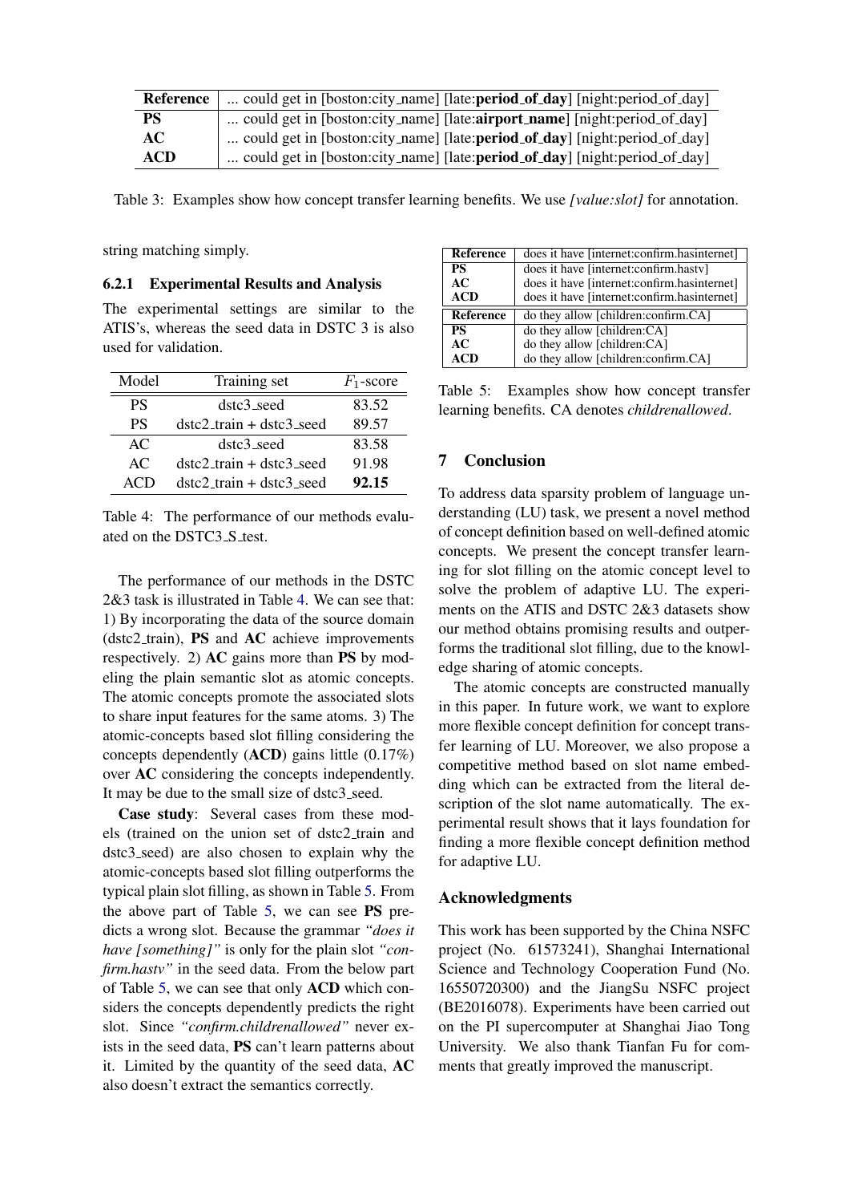| Reference | ... could get in [boston:city_name] [late:**period_of_day**] [night:period_of_day] |
|---|---|
| **PS** | ... could get in [boston:city_name] [late:**airport_name**] [night:period_of_day] |
| **AC** | ... could get in [boston:city_name] [late:**period_of_day**] [night:period_of_day] |
| **ACD** | ... could get in [boston:city_name] [late:**period_of_day**] [night:period_of_day] |

Table 3: Examples show how concept transfer learning benefits. We use *[value:slot]* for annotation.

string matching simply.

#### 6.2.1 Experimental Results and Analysis

The experimental settings are similar to the ATIS's, whereas the seed data in DSTC 3 is also used for validation.

| Model | Training set | $F_1$-score |
|---|---|---|
| PS | dstc3_seed | 83.52 |
| PS | dstc2_train + dstc3_seed | 89.57 |
| AC | dstc3_seed | 83.58 |
| AC | dstc2_train + dstc3_seed | 91.98 |
| ACD | dstc2_train + dstc3_seed | **92.15** |

Table 4: The performance of our methods evaluated on the DSTC3_S_test.

The performance of our methods in the DSTC 2&3 task is illustrated in Table 4. We can see that: 1) By incorporating the data of the source domain (dstc2_train), **PS** and **AC** achieve improvements respectively. 2) **AC** gains more than **PS** by modeling the plain semantic slot as atomic concepts. The atomic concepts promote the associated slots to share input features for the same atoms. 3) The atomic-concepts based slot filling considering the concepts dependently (**ACD**) gains little (0.17%) over **AC** considering the concepts independently. It may be due to the small size of dstc3_seed.

**Case study**: Several cases from these models (trained on the union set of dstc2_train and dstc3_seed) are also chosen to explain why the atomic-concepts based slot filling outperforms the typical plain slot filling, as shown in Table 5. From the above part of Table 5, we can see **PS** predicts a wrong slot. Because the grammar *"does it have [something]"* is only for the plain slot *"confirm.hastv"* in the seed data. From the below part of Table 5, we can see that only **ACD** which considers the concepts dependently predicts the right slot. Since *"confirm.childrenallowed"* never exists in the seed data, **PS** can't learn patterns about it. Limited by the quantity of the seed data, **AC** also doesn't extract the semantics correctly.

| Reference | does it have [internet:confirm.hasinternet] |
|---|---|
| **PS** | does it have [internet:confirm.hastv] |
| **AC** | does it have [internet:confirm.hasinternet] |
| **ACD** | does it have [internet:confirm.hasinternet] |
| **Reference** | do they allow [children:confirm.CA] |
| **PS** | do they allow [children:CA] |
| **AC** | do they allow [children:CA] |
| **ACD** | do they allow [children:confirm.CA] |

Table 5: Examples show how concept transfer learning benefits. CA denotes *childrenallowed*.

## 7 Conclusion

To address data sparsity problem of language understanding (LU) task, we present a novel method of concept definition based on well-defined atomic concepts. We present the concept transfer learning for slot filling on the atomic concept level to solve the problem of adaptive LU. The experiments on the ATIS and DSTC 2&3 datasets show our method obtains promising results and outperforms the traditional slot filling, due to the knowledge sharing of atomic concepts.

The atomic concepts are constructed manually in this paper. In future work, we want to explore more flexible concept definition for concept transfer learning of LU. Moreover, we also propose a competitive method based on slot name embedding which can be extracted from the literal description of the slot name automatically. The experimental result shows that it lays foundation for finding a more flexible concept definition method for adaptive LU.

## Acknowledgments

This work has been supported by the China NSFC project (No. 61573241), Shanghai International Science and Technology Cooperation Fund (No. 16550720300) and the JiangSu NSFC project (BE2016078). Experiments have been carried out on the PI supercomputer at Shanghai Jiao Tong University. We also thank Tianfan Fu for comments that greatly improved the manuscript.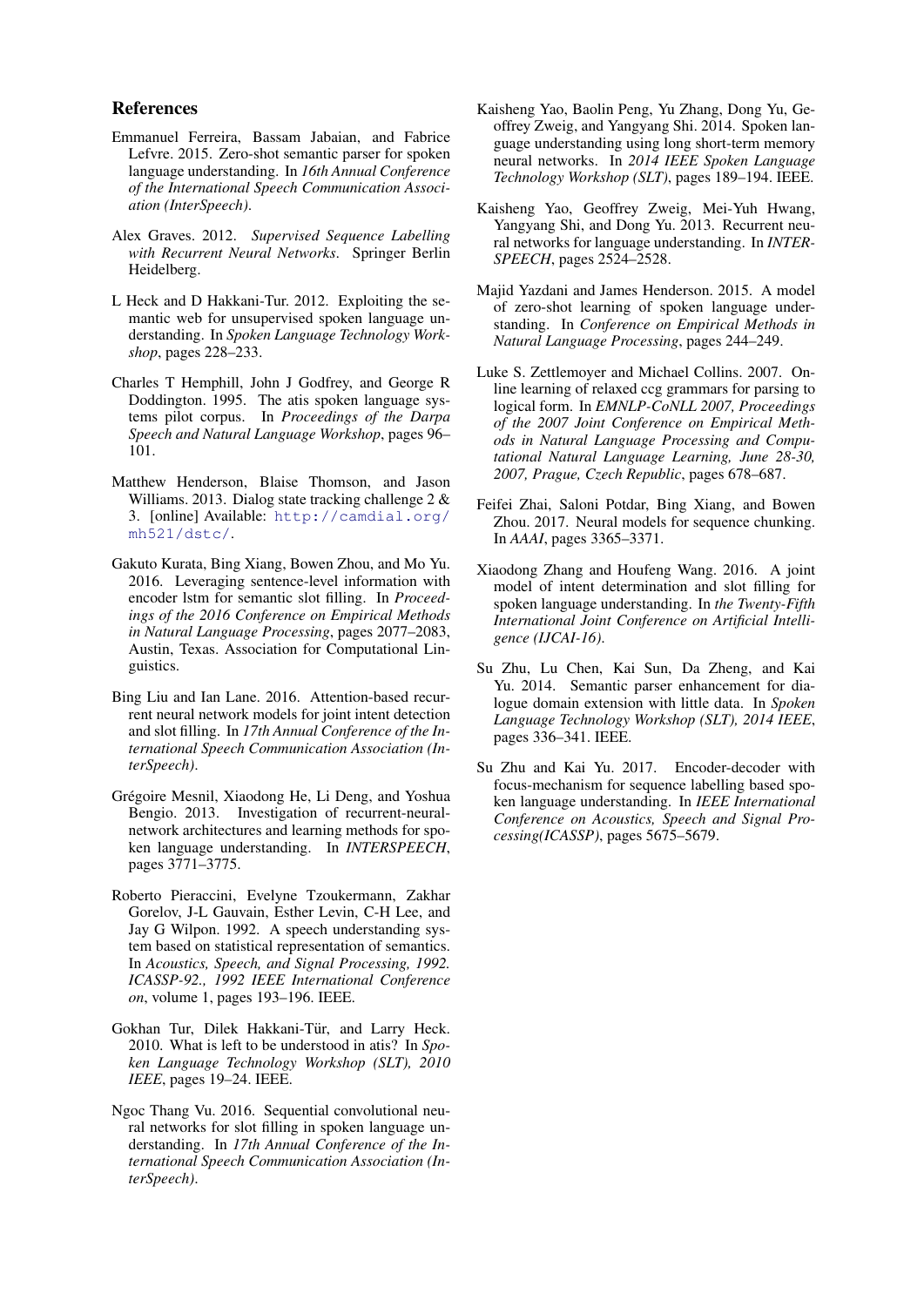## References

Emmanuel Ferreira, Bassam Jabaian, and Fabrice Lefvre. 2015. Zero-shot semantic parser for spoken language understanding. In *16th Annual Conference of the International Speech Communication Association (InterSpeech)*.

Alex Graves. 2012. *Supervised Sequence Labelling with Recurrent Neural Networks*. Springer Berlin Heidelberg.

L Heck and D Hakkani-Tur. 2012. Exploiting the semantic web for unsupervised spoken language understanding. In *Spoken Language Technology Workshop*, pages 228–233.

Charles T Hemphill, John J Godfrey, and George R Doddington. 1995. The atis spoken language systems pilot corpus. In *Proceedings of the Darpa Speech and Natural Language Workshop*, pages 96–101.

Matthew Henderson, Blaise Thomson, and Jason Williams. 2013. Dialog state tracking challenge 2 & 3. [online] Available: http://camdial.org/mh521/dstc/.

Gakuto Kurata, Bing Xiang, Bowen Zhou, and Mo Yu. 2016. Leveraging sentence-level information with encoder lstm for semantic slot filling. In *Proceedings of the 2016 Conference on Empirical Methods in Natural Language Processing*, pages 2077–2083, Austin, Texas. Association for Computational Linguistics.

Bing Liu and Ian Lane. 2016. Attention-based recurrent neural network models for joint intent detection and slot filling. In *17th Annual Conference of the International Speech Communication Association (InterSpeech)*.

Grégoire Mesnil, Xiaodong He, Li Deng, and Yoshua Bengio. 2013. Investigation of recurrent-neural-network architectures and learning methods for spoken language understanding. In *INTERSPEECH*, pages 3771–3775.

Roberto Pieraccini, Evelyne Tzoukermann, Zakhar Gorelov, J-L Gauvain, Esther Levin, C-H Lee, and Jay G Wilpon. 1992. A speech understanding system based on statistical representation of semantics. In *Acoustics, Speech, and Signal Processing, 1992. ICASSP-92., 1992 IEEE International Conference on*, volume 1, pages 193–196. IEEE.

Gokhan Tur, Dilek Hakkani-Tür, and Larry Heck. 2010. What is left to be understood in atis? In *Spoken Language Technology Workshop (SLT), 2010 IEEE*, pages 19–24. IEEE.

Ngoc Thang Vu. 2016. Sequential convolutional neural networks for slot filling in spoken language understanding. In *17th Annual Conference of the International Speech Communication Association (InterSpeech)*.

Kaisheng Yao, Baolin Peng, Yu Zhang, Dong Yu, Geoffrey Zweig, and Yangyang Shi. 2014. Spoken language understanding using long short-term memory neural networks. In *2014 IEEE Spoken Language Technology Workshop (SLT)*, pages 189–194. IEEE.

Kaisheng Yao, Geoffrey Zweig, Mei-Yuh Hwang, Yangyang Shi, and Dong Yu. 2013. Recurrent neural networks for language understanding. In *INTERSPEECH*, pages 2524–2528.

Majid Yazdani and James Henderson. 2015. A model of zero-shot learning of spoken language understanding. In *Conference on Empirical Methods in Natural Language Processing*, pages 244–249.

Luke S. Zettlemoyer and Michael Collins. 2007. Online learning of relaxed ccg grammars for parsing to logical form. In *EMNLP-CoNLL 2007, Proceedings of the 2007 Joint Conference on Empirical Methods in Natural Language Processing and Computational Natural Language Learning, June 28-30, 2007, Prague, Czech Republic*, pages 678–687.

Feifei Zhai, Saloni Potdar, Bing Xiang, and Bowen Zhou. 2017. Neural models for sequence chunking. In *AAAI*, pages 3365–3371.

Xiaodong Zhang and Houfeng Wang. 2016. A joint model of intent determination and slot filling for spoken language understanding. In *the Twenty-Fifth International Joint Conference on Artificial Intelligence (IJCAI-16)*.

Su Zhu, Lu Chen, Kai Sun, Da Zheng, and Kai Yu. 2014. Semantic parser enhancement for dialogue domain extension with little data. In *Spoken Language Technology Workshop (SLT), 2014 IEEE*, pages 336–341. IEEE.

Su Zhu and Kai Yu. 2017. Encoder-decoder with focus-mechanism for sequence labelling based spoken language understanding. In *IEEE International Conference on Acoustics, Speech and Signal Processing(ICASSP)*, pages 5675–5679.